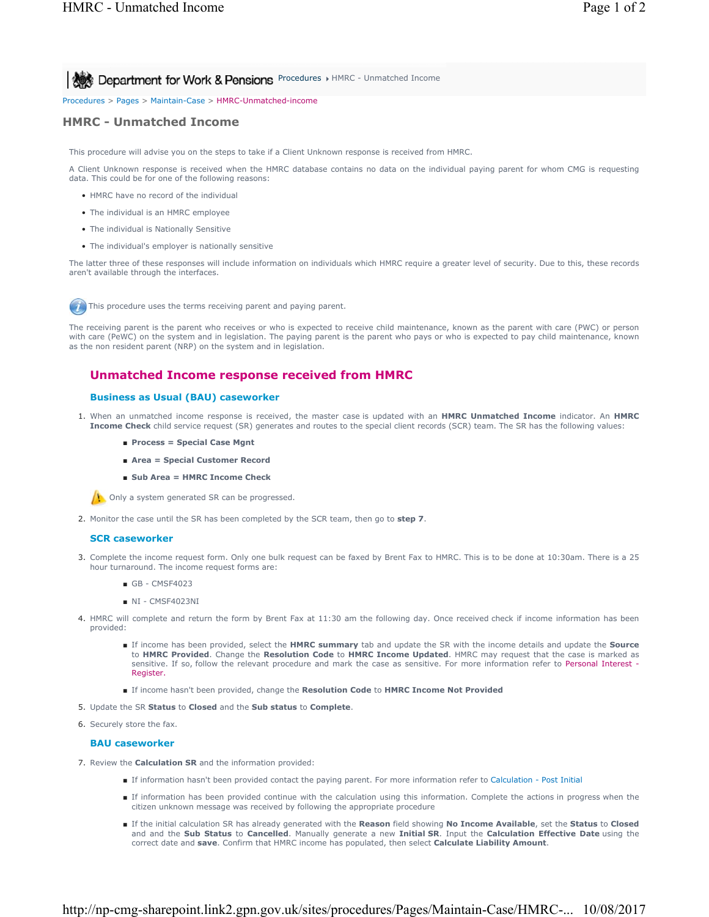Department for Work & Pensions Procedures ▸ HMRC - Unmatched Income

Procedures > Pages > Maintain-Case > HMRC-Unmatched-income

# HMRC - Unmatched Income

This procedure will advise you on the steps to take if a Client Unknown response is received from HMRC.

A Client Unknown response is received when the HMRC database contains no data on the individual paying parent for whom CMG is requesting data. This could be for one of the following reasons:

- HMRC have no record of the individual
- The individual is an HMRC employee
- The individual is Nationally Sensitive
- The individual's employer is nationally sensitive

The latter three of these responses will include information on individuals which HMRC require a greater level of security. Due to this, these records aren't available through the interfaces.

This procedure uses the terms receiving parent and paying parent.

The receiving parent is the parent who receives or who is expected to receive child maintenance, known as the parent with care (PWC) or person with care (PeWC) on the system and in legislation. The paying parent is the parent who pays or who is expected to pay child maintenance, known as the non resident parent (NRP) on the system and in legislation.

## Unmatched Income response received from HMRC

### Business as Usual (BAU) caseworker

1. When an unmatched income response is received, the master case is updated with an **HMRC Unmatched Income** indicator. An **HMRC Income Check** child service request (SR) generates and routes to the special client records (SCR) team. The SR has the following values:
   - **Process = Special Case Mgnt**
   - **Area = Special Customer Record**
   - **Sub Area = HMRC Income Check**

   Only a system generated SR can be progressed.

2. Monitor the case until the SR has been completed by the SCR team, then go to **step 7**.

### SCR caseworker

3. Complete the income request form. Only one bulk request can be faxed by Brent Fax to HMRC. This is to be done at 10:30am. There is a 25 hour turnaround. The income request forms are:
   - GB - CMSF4023
   - NI - CMSF4023NI
4. HMRC will complete and return the form by Brent Fax at 11:30 am the following day. Once received check if income information has been provided:
   - If income has been provided, select the **HMRC summary** tab and update the SR with the income details and update the **Source** to **HMRC Provided**. Change the **Resolution Code** to **HMRC Income Updated**. HMRC may request that the case is marked as sensitive. If so, follow the relevant procedure and mark the case as sensitive. For more information refer to Personal Interest - Register.
   - If income hasn't been provided, change the **Resolution Code** to **HMRC Income Not Provided**
5. Update the SR **Status** to **Closed** and the **Sub status** to **Complete**.
6. Securely store the fax.

### BAU caseworker

7. Review the **Calculation SR** and the information provided:
   - If information hasn't been provided contact the paying parent. For more information refer to Calculation - Post Initial
   - If information has been provided continue with the calculation using this information. Complete the actions in progress when the citizen unknown message was received by following the appropriate procedure
   - If the initial calculation SR has already generated with the **Reason** field showing **No Income Available**, set the **Status** to **Closed** and and the **Sub Status** to **Cancelled**. Manually generate a new **Initial SR**. Input the **Calculation Effective Date** using the correct date and **save**. Confirm that HMRC income has populated, then select **Calculate Liability Amount**.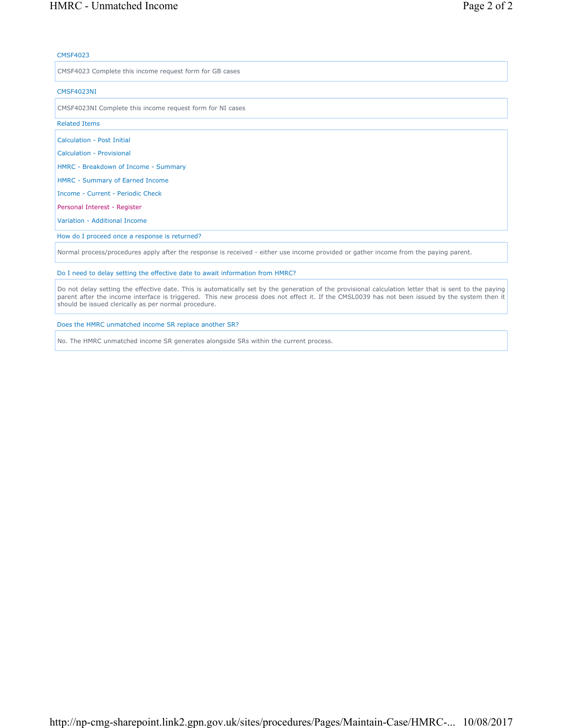### CMSF4023

CMSF4023 Complete this income request form for GB cases

### CMSF4023NI

CMSF4023NI Complete this income request form for NI cases

### Related Items

- Calculation - Post Initial
- Calculation - Provisional
- HMRC - Breakdown of Income - Summary
- HMRC - Summary of Earned Income
- Income - Current - Periodic Check
- Personal Interest - Register
- Variation - Additional Income

### How do I proceed once a response is returned?

Normal process/procedures apply after the response is received - either use income provided or gather income from the paying parent.

### Do I need to delay setting the effective date to await information from HMRC?

Do not delay setting the effective date. This is automatically set by the generation of the provisional calculation letter that is sent to the paying parent after the income interface is triggered. This new process does not effect it. If the CMSL0039 has not been issued by the system then it should be issued clerically as per normal procedure.

### Does the HMRC unmatched income SR replace another SR?

No. The HMRC unmatched income SR generates alongside SRs within the current process.